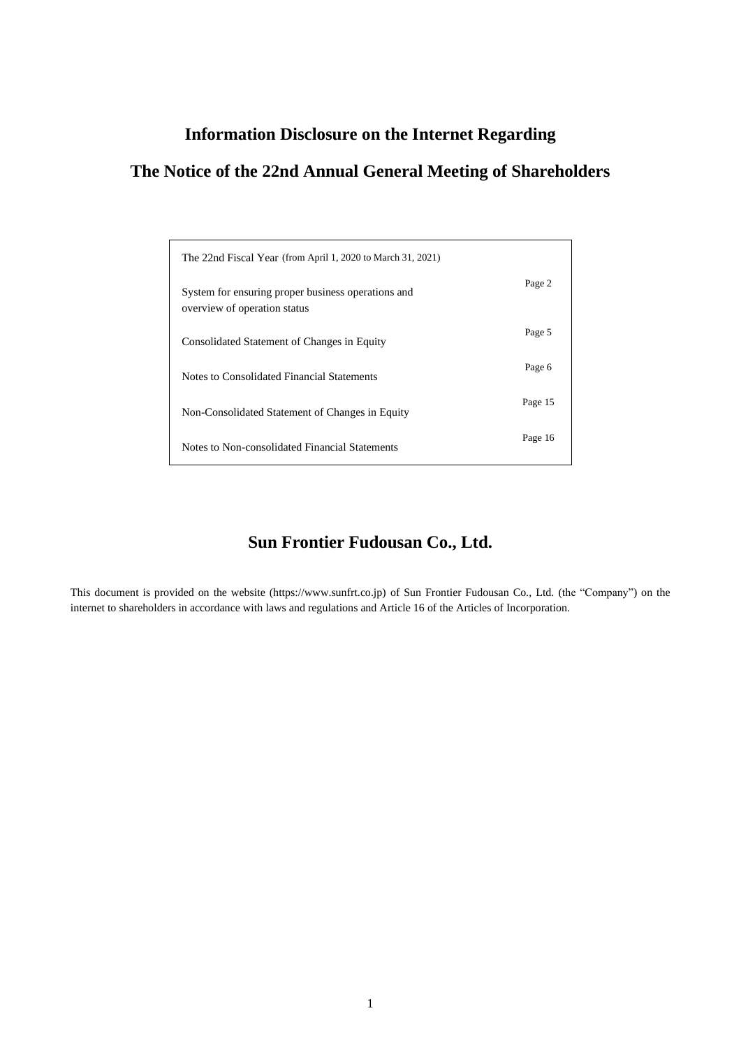# Information Disclosure on the Internet Regarding

# The Notice of the 22nd Annual General Meeting of Shareholders

| The 22nd Fiscal Year (from April 1, 2020 to March 31, 2021) | |
|---|---|
| System for ensuring proper business operations and overview of operation status | Page 2 |
| Consolidated Statement of Changes in Equity | Page 5 |
| Notes to Consolidated Financial Statements | Page 6 |
| Non-Consolidated Statement of Changes in Equity | Page 15 |
| Notes to Non-consolidated Financial Statements | Page 16 |

## Sun Frontier Fudousan Co., Ltd.

This document is provided on the website (https://www.sunfrt.co.jp) of Sun Frontier Fudousan Co., Ltd. (the "Company") on the internet to shareholders in accordance with laws and regulations and Article 16 of the Articles of Incorporation.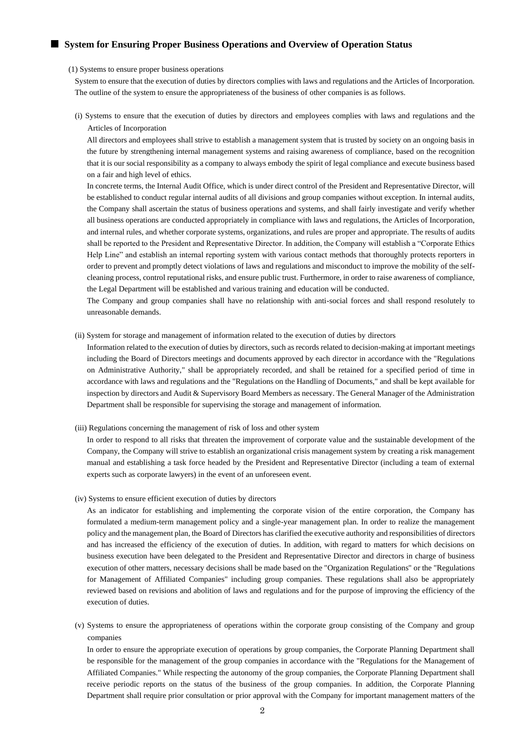## ■ System for Ensuring Proper Business Operations and Overview of Operation Status

(1) Systems to ensure proper business operations

System to ensure that the execution of duties by directors complies with laws and regulations and the Articles of Incorporation. The outline of the system to ensure the appropriateness of the business of other companies is as follows.

(i) Systems to ensure that the execution of duties by directors and employees complies with laws and regulations and the Articles of Incorporation

All directors and employees shall strive to establish a management system that is trusted by society on an ongoing basis in the future by strengthening internal management systems and raising awareness of compliance, based on the recognition that it is our social responsibility as a company to always embody the spirit of legal compliance and execute business based on a fair and high level of ethics.

In concrete terms, the Internal Audit Office, which is under direct control of the President and Representative Director, will be established to conduct regular internal audits of all divisions and group companies without exception. In internal audits, the Company shall ascertain the status of business operations and systems, and shall fairly investigate and verify whether all business operations are conducted appropriately in compliance with laws and regulations, the Articles of Incorporation, and internal rules, and whether corporate systems, organizations, and rules are proper and appropriate. The results of audits shall be reported to the President and Representative Director. In addition, the Company will establish a "Corporate Ethics Help Line" and establish an internal reporting system with various contact methods that thoroughly protects reporters in order to prevent and promptly detect violations of laws and regulations and misconduct to improve the mobility of the self-cleaning process, control reputational risks, and ensure public trust. Furthermore, in order to raise awareness of compliance, the Legal Department will be established and various training and education will be conducted.

The Company and group companies shall have no relationship with anti-social forces and shall respond resolutely to unreasonable demands.

(ii) System for storage and management of information related to the execution of duties by directors

Information related to the execution of duties by directors, such as records related to decision-making at important meetings including the Board of Directors meetings and documents approved by each director in accordance with the "Regulations on Administrative Authority," shall be appropriately recorded, and shall be retained for a specified period of time in accordance with laws and regulations and the "Regulations on the Handling of Documents," and shall be kept available for inspection by directors and Audit & Supervisory Board Members as necessary. The General Manager of the Administration Department shall be responsible for supervising the storage and management of information.

(iii) Regulations concerning the management of risk of loss and other system

In order to respond to all risks that threaten the improvement of corporate value and the sustainable development of the Company, the Company will strive to establish an organizational crisis management system by creating a risk management manual and establishing a task force headed by the President and Representative Director (including a team of external experts such as corporate lawyers) in the event of an unforeseen event.

(iv) Systems to ensure efficient execution of duties by directors

As an indicator for establishing and implementing the corporate vision of the entire corporation, the Company has formulated a medium-term management policy and a single-year management plan. In order to realize the management policy and the management plan, the Board of Directors has clarified the executive authority and responsibilities of directors and has increased the efficiency of the execution of duties. In addition, with regard to matters for which decisions on business execution have been delegated to the President and Representative Director and directors in charge of business execution of other matters, necessary decisions shall be made based on the "Organization Regulations" or the "Regulations for Management of Affiliated Companies" including group companies. These regulations shall also be appropriately reviewed based on revisions and abolition of laws and regulations and for the purpose of improving the efficiency of the execution of duties.

(v) Systems to ensure the appropriateness of operations within the corporate group consisting of the Company and group companies

In order to ensure the appropriate execution of operations by group companies, the Corporate Planning Department shall be responsible for the management of the group companies in accordance with the "Regulations for the Management of Affiliated Companies." While respecting the autonomy of the group companies, the Corporate Planning Department shall receive periodic reports on the status of the business of the group companies. In addition, the Corporate Planning Department shall require prior consultation or prior approval with the Company for important management matters of the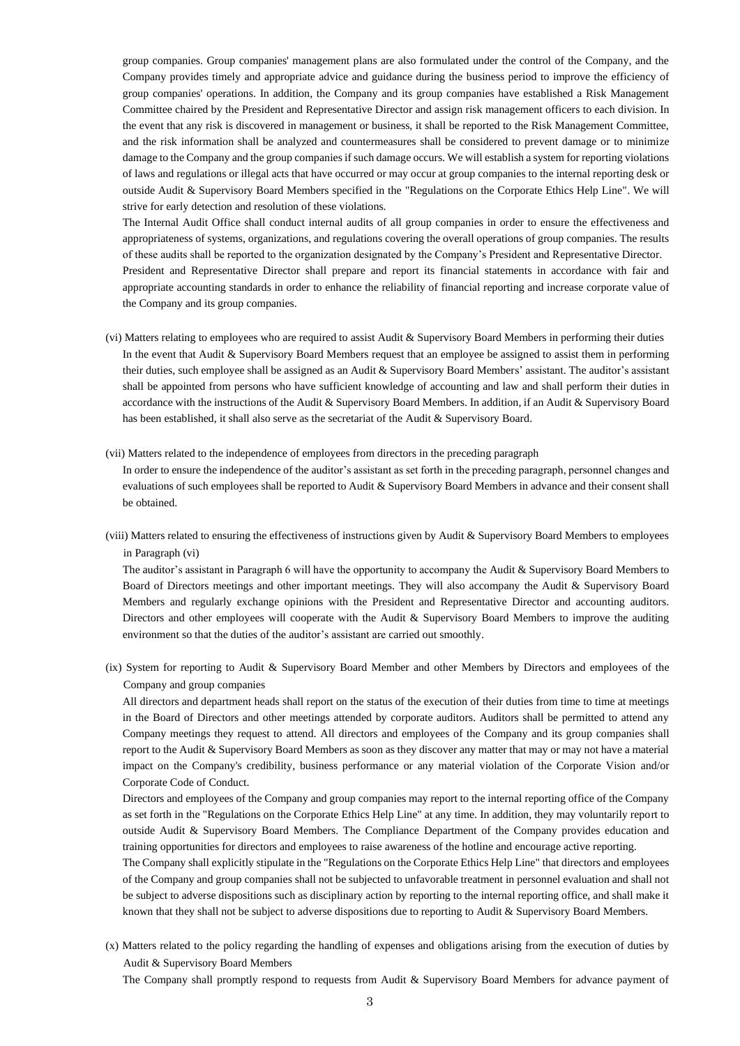group companies. Group companies' management plans are also formulated under the control of the Company, and the Company provides timely and appropriate advice and guidance during the business period to improve the efficiency of group companies' operations. In addition, the Company and its group companies have established a Risk Management Committee chaired by the President and Representative Director and assign risk management officers to each division. In the event that any risk is discovered in management or business, it shall be reported to the Risk Management Committee, and the risk information shall be analyzed and countermeasures shall be considered to prevent damage or to minimize damage to the Company and the group companies if such damage occurs. We will establish a system for reporting violations of laws and regulations or illegal acts that have occurred or may occur at group companies to the internal reporting desk or outside Audit & Supervisory Board Members specified in the "Regulations on the Corporate Ethics Help Line". We will strive for early detection and resolution of these violations.

The Internal Audit Office shall conduct internal audits of all group companies in order to ensure the effectiveness and appropriateness of systems, organizations, and regulations covering the overall operations of group companies. The results of these audits shall be reported to the organization designated by the Company's President and Representative Director.

President and Representative Director shall prepare and report its financial statements in accordance with fair and appropriate accounting standards in order to enhance the reliability of financial reporting and increase corporate value of the Company and its group companies.

(vi) Matters relating to employees who are required to assist Audit & Supervisory Board Members in performing their duties

In the event that Audit & Supervisory Board Members request that an employee be assigned to assist them in performing their duties, such employee shall be assigned as an Audit & Supervisory Board Members' assistant. The auditor's assistant shall be appointed from persons who have sufficient knowledge of accounting and law and shall perform their duties in accordance with the instructions of the Audit & Supervisory Board Members. In addition, if an Audit & Supervisory Board has been established, it shall also serve as the secretariat of the Audit & Supervisory Board.

(vii) Matters related to the independence of employees from directors in the preceding paragraph

In order to ensure the independence of the auditor's assistant as set forth in the preceding paragraph, personnel changes and evaluations of such employees shall be reported to Audit & Supervisory Board Members in advance and their consent shall be obtained.

(viii) Matters related to ensuring the effectiveness of instructions given by Audit & Supervisory Board Members to employees in Paragraph (vi)

The auditor's assistant in Paragraph 6 will have the opportunity to accompany the Audit & Supervisory Board Members to Board of Directors meetings and other important meetings. They will also accompany the Audit & Supervisory Board Members and regularly exchange opinions with the President and Representative Director and accounting auditors. Directors and other employees will cooperate with the Audit & Supervisory Board Members to improve the auditing environment so that the duties of the auditor's assistant are carried out smoothly.

(ix) System for reporting to Audit & Supervisory Board Member and other Members by Directors and employees of the Company and group companies

All directors and department heads shall report on the status of the execution of their duties from time to time at meetings in the Board of Directors and other meetings attended by corporate auditors. Auditors shall be permitted to attend any Company meetings they request to attend. All directors and employees of the Company and its group companies shall report to the Audit & Supervisory Board Members as soon as they discover any matter that may or may not have a material impact on the Company's credibility, business performance or any material violation of the Corporate Vision and/or Corporate Code of Conduct.

Directors and employees of the Company and group companies may report to the internal reporting office of the Company as set forth in the "Regulations on the Corporate Ethics Help Line" at any time. In addition, they may voluntarily report to outside Audit & Supervisory Board Members. The Compliance Department of the Company provides education and training opportunities for directors and employees to raise awareness of the hotline and encourage active reporting.

The Company shall explicitly stipulate in the "Regulations on the Corporate Ethics Help Line" that directors and employees of the Company and group companies shall not be subjected to unfavorable treatment in personnel evaluation and shall not be subject to adverse dispositions such as disciplinary action by reporting to the internal reporting office, and shall make it known that they shall not be subject to adverse dispositions due to reporting to Audit & Supervisory Board Members.

(x) Matters related to the policy regarding the handling of expenses and obligations arising from the execution of duties by Audit & Supervisory Board Members

The Company shall promptly respond to requests from Audit & Supervisory Board Members for advance payment of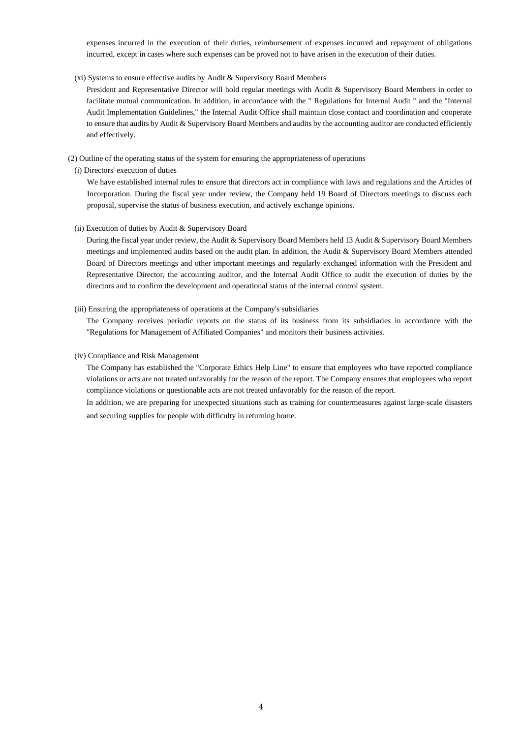expenses incurred in the execution of their duties, reimbursement of expenses incurred and repayment of obligations incurred, except in cases where such expenses can be proved not to have arisen in the execution of their duties.

(xi) Systems to ensure effective audits by Audit & Supervisory Board Members

President and Representative Director will hold regular meetings with Audit & Supervisory Board Members in order to facilitate mutual communication. In addition, in accordance with the " Regulations for Internal Audit " and the "Internal Audit Implementation Guidelines," the Internal Audit Office shall maintain close contact and coordination and cooperate to ensure that audits by Audit & Supervisory Board Members and audits by the accounting auditor are conducted efficiently and effectively.

(2) Outline of the operating status of the system for ensuring the appropriateness of operations

(i) Directors' execution of duties

We have established internal rules to ensure that directors act in compliance with laws and regulations and the Articles of Incorporation. During the fiscal year under review, the Company held 19 Board of Directors meetings to discuss each proposal, supervise the status of business execution, and actively exchange opinions.

(ii) Execution of duties by Audit & Supervisory Board

During the fiscal year under review, the Audit & Supervisory Board Members held 13 Audit & Supervisory Board Members meetings and implemented audits based on the audit plan. In addition, the Audit & Supervisory Board Members attended Board of Directors meetings and other important meetings and regularly exchanged information with the President and Representative Director, the accounting auditor, and the Internal Audit Office to audit the execution of duties by the directors and to confirm the development and operational status of the internal control system.

(iii) Ensuring the appropriateness of operations at the Company's subsidiaries

The Company receives periodic reports on the status of its business from its subsidiaries in accordance with the "Regulations for Management of Affiliated Companies" and monitors their business activities.

(iv) Compliance and Risk Management

The Company has established the "Corporate Ethics Help Line" to ensure that employees who have reported compliance violations or acts are not treated unfavorably for the reason of the report. The Company ensures that employees who report compliance violations or questionable acts are not treated unfavorably for the reason of the report.

In addition, we are preparing for unexpected situations such as training for countermeasures against large-scale disasters and securing supplies for people with difficulty in returning home.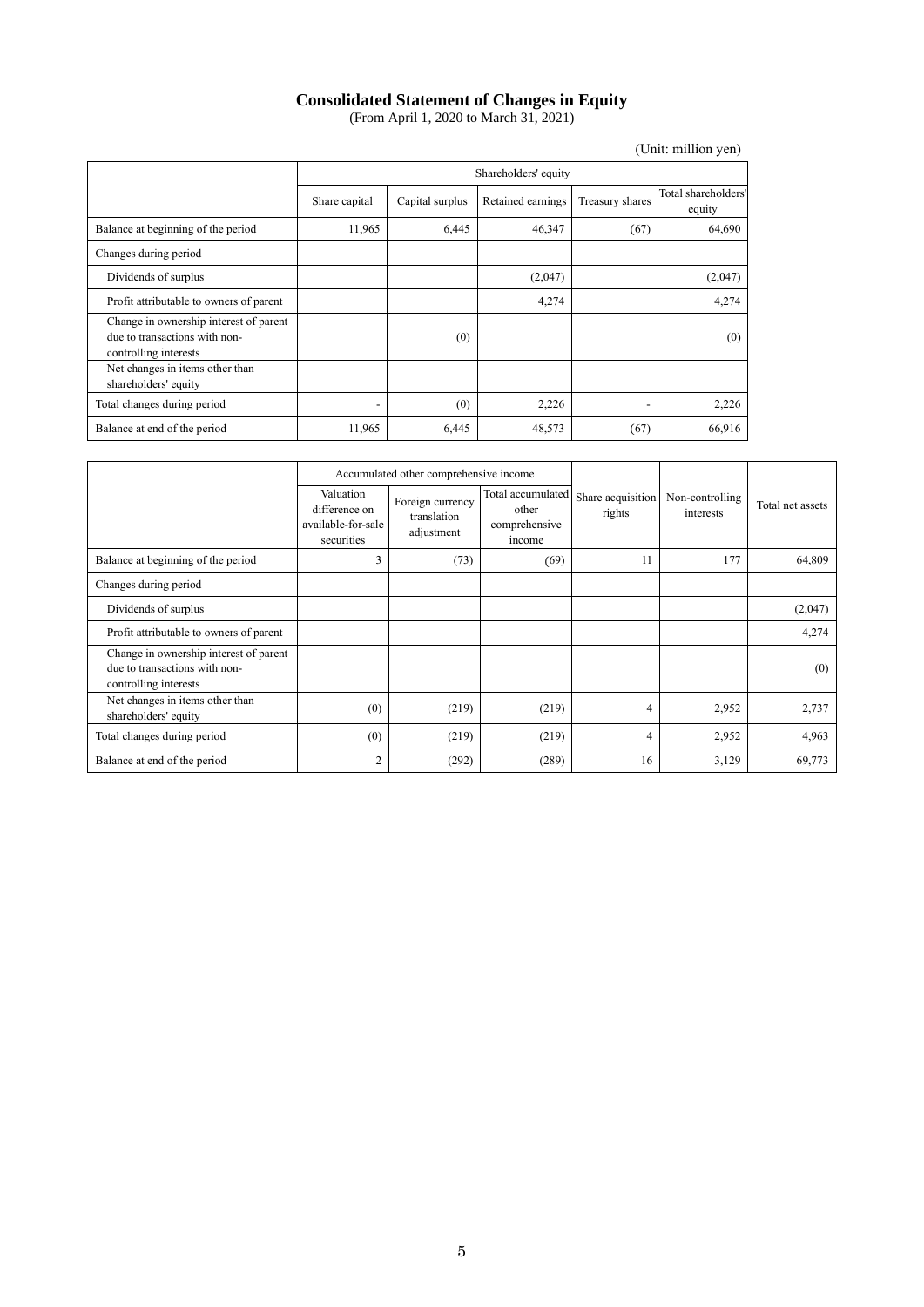# Consolidated Statement of Changes in Equity

(From April 1, 2020 to March 31, 2021)

(Unit: million yen)

| | Shareholders' equity | | | | |
|---|---|---|---|---|---|
| | Share capital | Capital surplus | Retained earnings | Treasury shares | Total shareholders' equity |
| Balance at beginning of the period | 11,965 | 6,445 | 46,347 | (67) | 64,690 |
| Changes during period | | | | | |
| Dividends of surplus | | | (2,047) | | (2,047) |
| Profit attributable to owners of parent | | | 4,274 | | 4,274 |
| Change in ownership interest of parent due to transactions with non-controlling interests | | (0) | | | (0) |
| Net changes in items other than shareholders' equity | | | | | |
| Total changes during period | - | (0) | 2,226 | - | 2,226 |
| Balance at end of the period | 11,965 | 6,445 | 48,573 | (67) | 66,916 |

| | Accumulated other comprehensive income | | | Share acquisition rights | Non-controlling interests | Total net assets |
|---|---|---|---|---|---|---|
| | Valuation difference on available-for-sale securities | Foreign currency translation adjustment | Total accumulated other comprehensive income | | | |
| Balance at beginning of the period | 3 | (73) | (69) | 11 | 177 | 64,809 |
| Changes during period | | | | | | |
| Dividends of surplus | | | | | | (2,047) |
| Profit attributable to owners of parent | | | | | | 4,274 |
| Change in ownership interest of parent due to transactions with non-controlling interests | | | | | | (0) |
| Net changes in items other than shareholders' equity | (0) | (219) | (219) | 4 | 2,952 | 2,737 |
| Total changes during period | (0) | (219) | (219) | 4 | 2,952 | 4,963 |
| Balance at end of the period | 2 | (292) | (289) | 16 | 3,129 | 69,773 |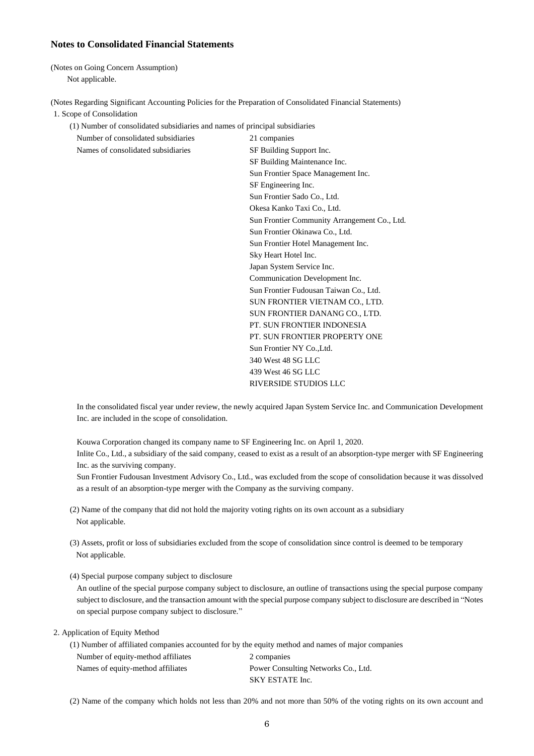## Notes to Consolidated Financial Statements

(Notes on Going Concern Assumption)

Not applicable.

(Notes Regarding Significant Accounting Policies for the Preparation of Consolidated Financial Statements)

1. Scope of Consolidation

(1) Number of consolidated subsidiaries and names of principal subsidiaries

| | |
|---|---|
| Number of consolidated subsidiaries | 21 companies |
| Names of consolidated subsidiaries | SF Building Support Inc. |
| | SF Building Maintenance Inc. |
| | Sun Frontier Space Management Inc. |
| | SF Engineering Inc. |
| | Sun Frontier Sado Co., Ltd. |
| | Okesa Kanko Taxi Co., Ltd. |
| | Sun Frontier Community Arrangement Co., Ltd. |
| | Sun Frontier Okinawa Co., Ltd. |
| | Sun Frontier Hotel Management Inc. |
| | Sky Heart Hotel Inc. |
| | Japan System Service Inc. |
| | Communication Development Inc. |
| | Sun Frontier Fudousan Taiwan Co., Ltd. |
| | SUN FRONTIER VIETNAM CO., LTD. |
| | SUN FRONTIER DANANG CO., LTD. |
| | PT. SUN FRONTIER INDONESIA |
| | PT. SUN FRONTIER PROPERTY ONE |
| | Sun Frontier NY Co.,Ltd. |
| | 340 West 48 SG LLC |
| | 439 West 46 SG LLC |
| | RIVERSIDE STUDIOS LLC |

In the consolidated fiscal year under review, the newly acquired Japan System Service Inc. and Communication Development Inc. are included in the scope of consolidation.

Kouwa Corporation changed its company name to SF Engineering Inc. on April 1, 2020.

Inlite Co., Ltd., a subsidiary of the said company, ceased to exist as a result of an absorption-type merger with SF Engineering Inc. as the surviving company.

Sun Frontier Fudousan Investment Advisory Co., Ltd., was excluded from the scope of consolidation because it was dissolved as a result of an absorption-type merger with the Company as the surviving company.

(2) Name of the company that did not hold the majority voting rights on its own account as a subsidiary

Not applicable.

(3) Assets, profit or loss of subsidiaries excluded from the scope of consolidation since control is deemed to be temporary

Not applicable.

(4) Special purpose company subject to disclosure

An outline of the special purpose company subject to disclosure, an outline of transactions using the special purpose company subject to disclosure, and the transaction amount with the special purpose company subject to disclosure are described in "Notes on special purpose company subject to disclosure."

2. Application of Equity Method

(1) Number of affiliated companies accounted for by the equity method and names of major companies

| | |
|---|---|
| Number of equity-method affiliates | 2 companies |
| Names of equity-method affiliates | Power Consulting Networks Co., Ltd. |
| | SKY ESTATE Inc. |

(2) Name of the company which holds not less than 20% and not more than 50% of the voting rights on its own account and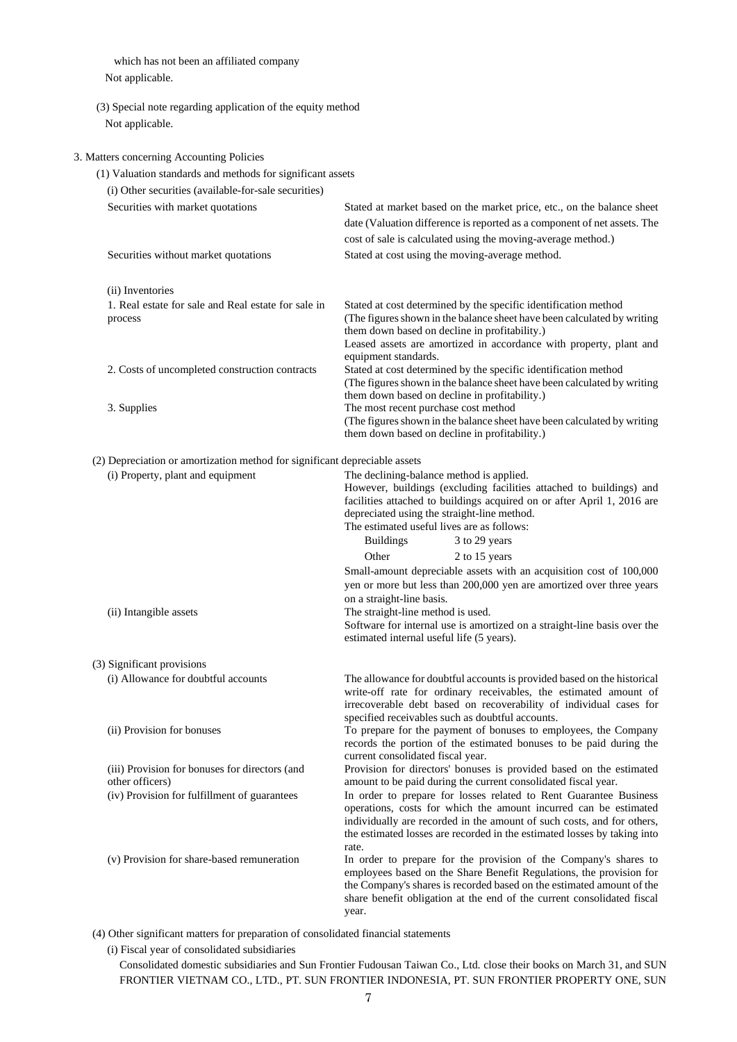which has not been an affiliated company

Not applicable.

(3) Special note regarding application of the equity method

Not applicable.

3. Matters concerning Accounting Policies

(1) Valuation standards and methods for significant assets

(i) Other securities (available-for-sale securities)

| | |
|---|---|
| Securities with market quotations | Stated at market based on the market price, etc., on the balance sheet date (Valuation difference is reported as a component of net assets. The cost of sale is calculated using the moving-average method.) |
| Securities without market quotations | Stated at cost using the moving-average method. |

(ii) Inventories

| | |
|---|---|
| 1. Real estate for sale and Real estate for sale in process | Stated at cost determined by the specific identification method (The figures shown in the balance sheet have been calculated by writing them down based on decline in profitability.) Leased assets are amortized in accordance with property, plant and equipment standards. |
| 2. Costs of uncompleted construction contracts | Stated at cost determined by the specific identification method (The figures shown in the balance sheet have been calculated by writing them down based on decline in profitability.) |
| 3. Supplies | The most recent purchase cost method (The figures shown in the balance sheet have been calculated by writing them down based on decline in profitability.) |

(2) Depreciation or amortization method for significant depreciable assets

| | |
|---|---|
| (i) Property, plant and equipment | The declining-balance method is applied. However, buildings (excluding facilities attached to buildings) and facilities attached to buildings acquired on or after April 1, 2016 are depreciated using the straight-line method. The estimated useful lives are as follows: Buildings 3 to 29 years; Other 2 to 15 years. Small-amount depreciable assets with an acquisition cost of 100,000 yen or more but less than 200,000 yen are amortized over three years on a straight-line basis. |
| (ii) Intangible assets | The straight-line method is used. Software for internal use is amortized on a straight-line basis over the estimated internal useful life (5 years). |

(3) Significant provisions

| | |
|---|---|
| (i) Allowance for doubtful accounts | The allowance for doubtful accounts is provided based on the historical write-off rate for ordinary receivables, the estimated amount of irrecoverable debt based on recoverability of individual cases for specified receivables such as doubtful accounts. |
| (ii) Provision for bonuses | To prepare for the payment of bonuses to employees, the Company records the portion of the estimated bonuses to be paid during the current consolidated fiscal year. |
| (iii) Provision for bonuses for directors (and other officers) | Provision for directors' bonuses is provided based on the estimated amount to be paid during the current consolidated fiscal year. |
| (iv) Provision for fulfillment of guarantees | In order to prepare for losses related to Rent Guarantee Business operations, costs for which the amount incurred can be estimated individually are recorded in the amount of such costs, and for others, the estimated losses are recorded in the estimated losses by taking into rate. |
| (v) Provision for share-based remuneration | In order to prepare for the provision of the Company's shares to employees based on the Share Benefit Regulations, the provision for the Company's shares is recorded based on the estimated amount of the share benefit obligation at the end of the current consolidated fiscal year. |

(4) Other significant matters for preparation of consolidated financial statements

(i) Fiscal year of consolidated subsidiaries

Consolidated domestic subsidiaries and Sun Frontier Fudousan Taiwan Co., Ltd. close their books on March 31, and SUN FRONTIER VIETNAM CO., LTD., PT. SUN FRONTIER INDONESIA, PT. SUN FRONTIER PROPERTY ONE, SUN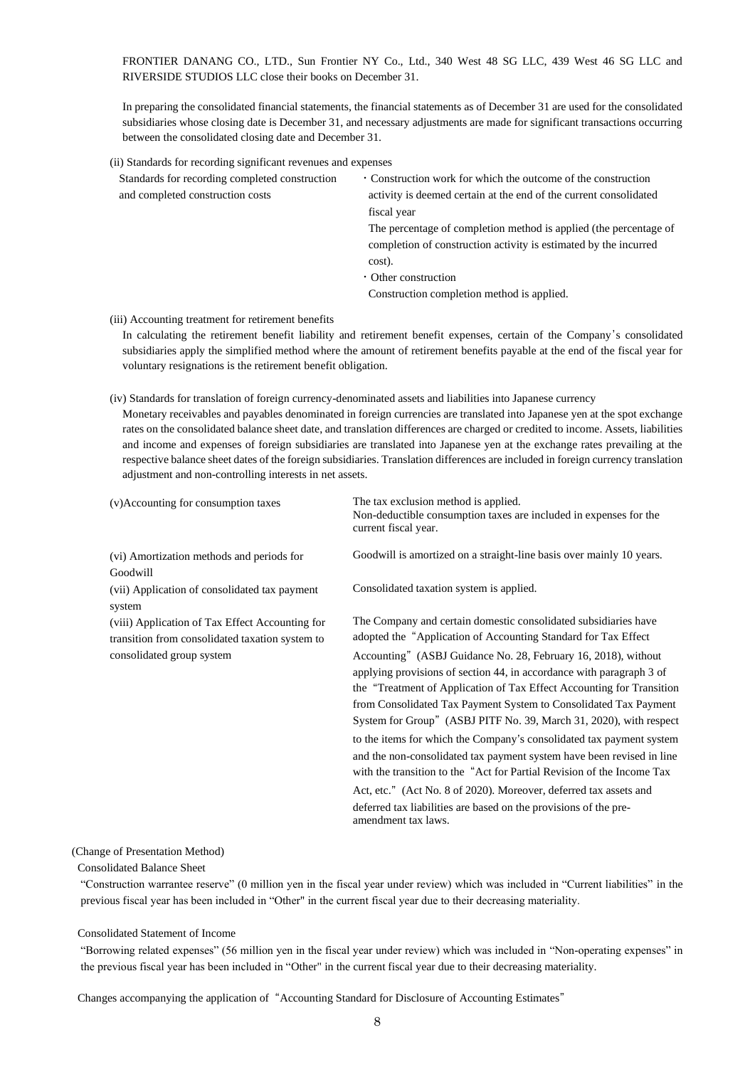FRONTIER DANANG CO., LTD., Sun Frontier NY Co., Ltd., 340 West 48 SG LLC, 439 West 46 SG LLC and RIVERSIDE STUDIOS LLC close their books on December 31.

In preparing the consolidated financial statements, the financial statements as of December 31 are used for the consolidated subsidiaries whose closing date is December 31, and necessary adjustments are made for significant transactions occurring between the consolidated closing date and December 31.

(ii) Standards for recording significant revenues and expenses

| | |
|---|---|
| Standards for recording completed construction and completed construction costs | ・Construction work for which the outcome of the construction activity is deemed certain at the end of the current consolidated fiscal year<br>The percentage of completion method is applied (the percentage of completion of construction activity is estimated by the incurred cost).<br>・Other construction<br>Construction completion method is applied. |

(iii) Accounting treatment for retirement benefits

In calculating the retirement benefit liability and retirement benefit expenses, certain of the Company's consolidated subsidiaries apply the simplified method where the amount of retirement benefits payable at the end of the fiscal year for voluntary resignations is the retirement benefit obligation.

(iv) Standards for translation of foreign currency-denominated assets and liabilities into Japanese currency

Monetary receivables and payables denominated in foreign currencies are translated into Japanese yen at the spot exchange rates on the consolidated balance sheet date, and translation differences are charged or credited to income. Assets, liabilities and income and expenses of foreign subsidiaries are translated into Japanese yen at the exchange rates prevailing at the respective balance sheet dates of the foreign subsidiaries. Translation differences are included in foreign currency translation adjustment and non-controlling interests in net assets.

| | |
|---|---|
| (v)Accounting for consumption taxes | The tax exclusion method is applied.<br>Non-deductible consumption taxes are included in expenses for the current fiscal year. |
| (vi) Amortization methods and periods for Goodwill | Goodwill is amortized on a straight-line basis over mainly 10 years. |
| (vii) Application of consolidated tax payment system | Consolidated taxation system is applied. |
| (viii) Application of Tax Effect Accounting for transition from consolidated taxation system to consolidated group system | The Company and certain domestic consolidated subsidiaries have adopted the "Application of Accounting Standard for Tax Effect Accounting" (ASBJ Guidance No. 28, February 16, 2018), without applying provisions of section 44, in accordance with paragraph 3 of the "Treatment of Application of Tax Effect Accounting for Transition from Consolidated Tax Payment System to Consolidated Tax Payment System for Group" (ASBJ PITF No. 39, March 31, 2020), with respect to the items for which the Company's consolidated tax payment system and the non-consolidated tax payment system have been revised in line with the transition to the "Act for Partial Revision of the Income Tax Act, etc." (Act No. 8 of 2020). Moreover, deferred tax assets and deferred tax liabilities are based on the provisions of the pre-amendment tax laws. |

(Change of Presentation Method)

Consolidated Balance Sheet

"Construction warrantee reserve" (0 million yen in the fiscal year under review) which was included in "Current liabilities" in the previous fiscal year has been included in "Other" in the current fiscal year due to their decreasing materiality.

Consolidated Statement of Income

"Borrowing related expenses" (56 million yen in the fiscal year under review) which was included in "Non-operating expenses" in the previous fiscal year has been included in "Other" in the current fiscal year due to their decreasing materiality.

Changes accompanying the application of "Accounting Standard for Disclosure of Accounting Estimates"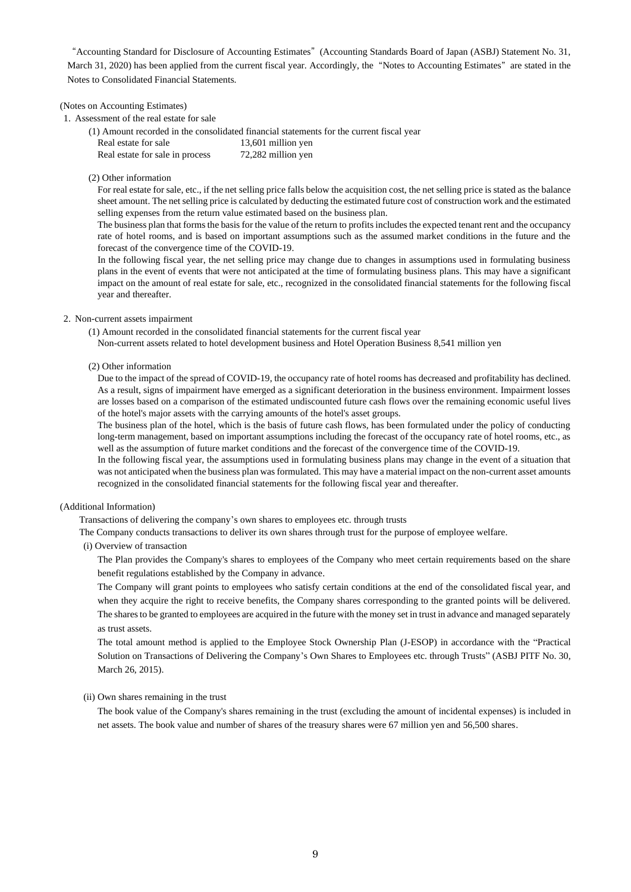"Accounting Standard for Disclosure of Accounting Estimates" (Accounting Standards Board of Japan (ASBJ) Statement No. 31, March 31, 2020) has been applied from the current fiscal year. Accordingly, the "Notes to Accounting Estimates" are stated in the Notes to Consolidated Financial Statements.

(Notes on Accounting Estimates)

1. Assessment of the real estate for sale

(1) Amount recorded in the consolidated financial statements for the current fiscal year

| | |
|---|---|
| Real estate for sale | 13,601 million yen |
| Real estate for sale in process | 72,282 million yen |

(2) Other information

For real estate for sale, etc., if the net selling price falls below the acquisition cost, the net selling price is stated as the balance sheet amount. The net selling price is calculated by deducting the estimated future cost of construction work and the estimated selling expenses from the return value estimated based on the business plan.

The business plan that forms the basis for the value of the return to profits includes the expected tenant rent and the occupancy rate of hotel rooms, and is based on important assumptions such as the assumed market conditions in the future and the forecast of the convergence time of the COVID-19.

In the following fiscal year, the net selling price may change due to changes in assumptions used in formulating business plans in the event of events that were not anticipated at the time of formulating business plans. This may have a significant impact on the amount of real estate for sale, etc., recognized in the consolidated financial statements for the following fiscal year and thereafter.

2. Non-current assets impairment

(1) Amount recorded in the consolidated financial statements for the current fiscal year

Non-current assets related to hotel development business and Hotel Operation Business 8,541 million yen

(2) Other information

Due to the impact of the spread of COVID-19, the occupancy rate of hotel rooms has decreased and profitability has declined. As a result, signs of impairment have emerged as a significant deterioration in the business environment. Impairment losses are losses based on a comparison of the estimated undiscounted future cash flows over the remaining economic useful lives of the hotel's major assets with the carrying amounts of the hotel's asset groups.

The business plan of the hotel, which is the basis of future cash flows, has been formulated under the policy of conducting long-term management, based on important assumptions including the forecast of the occupancy rate of hotel rooms, etc., as well as the assumption of future market conditions and the forecast of the convergence time of the COVID-19.

In the following fiscal year, the assumptions used in formulating business plans may change in the event of a situation that was not anticipated when the business plan was formulated. This may have a material impact on the non-current asset amounts recognized in the consolidated financial statements for the following fiscal year and thereafter.

(Additional Information)

Transactions of delivering the company's own shares to employees etc. through trusts

The Company conducts transactions to deliver its own shares through trust for the purpose of employee welfare.

(i) Overview of transaction

The Plan provides the Company's shares to employees of the Company who meet certain requirements based on the share benefit regulations established by the Company in advance.

The Company will grant points to employees who satisfy certain conditions at the end of the consolidated fiscal year, and when they acquire the right to receive benefits, the Company shares corresponding to the granted points will be delivered. The shares to be granted to employees are acquired in the future with the money set in trust in advance and managed separately as trust assets.

The total amount method is applied to the Employee Stock Ownership Plan (J-ESOP) in accordance with the "Practical Solution on Transactions of Delivering the Company's Own Shares to Employees etc. through Trusts" (ASBJ PITF No. 30, March 26, 2015).

(ii) Own shares remaining in the trust

The book value of the Company's shares remaining in the trust (excluding the amount of incidental expenses) is included in net assets. The book value and number of shares of the treasury shares were 67 million yen and 56,500 shares.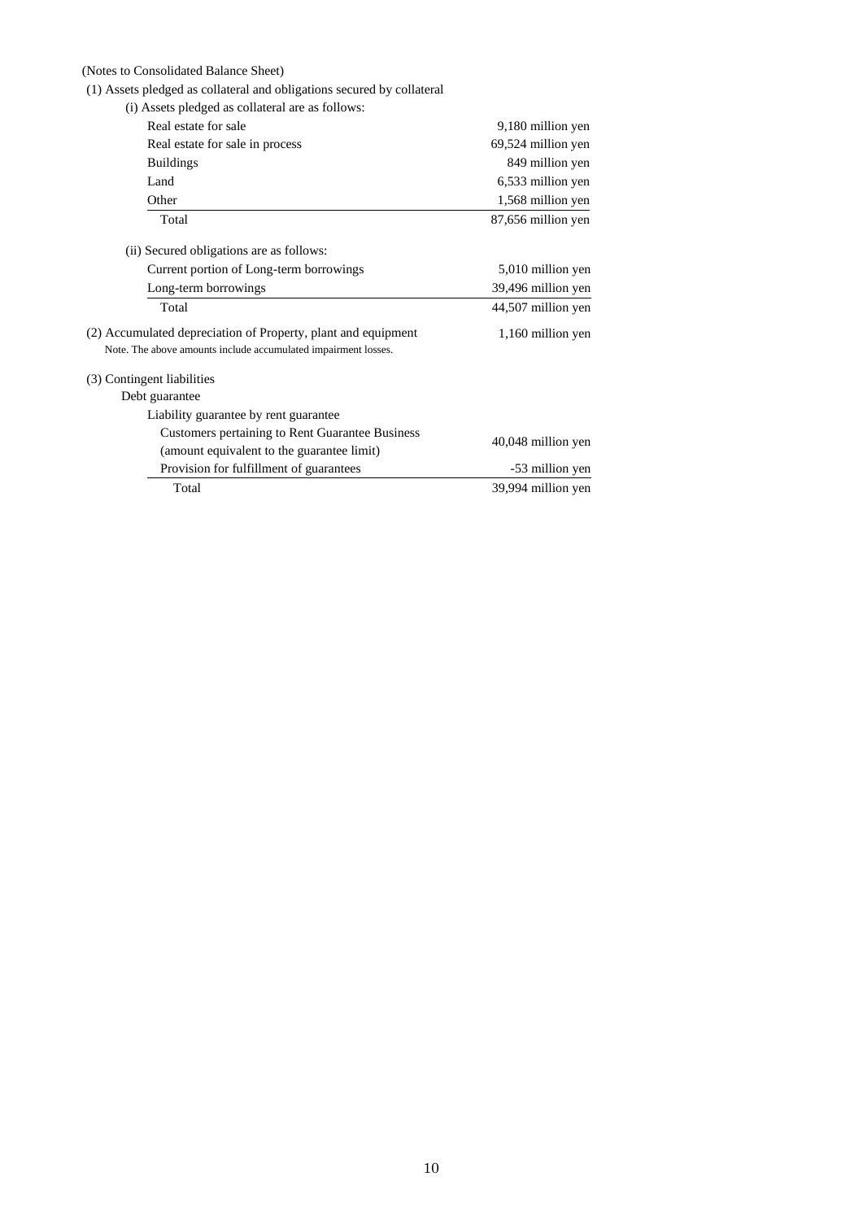(Notes to Consolidated Balance Sheet)

(1) Assets pledged as collateral and obligations secured by collateral

(i) Assets pledged as collateral are as follows:

| | |
|---|---|
| Real estate for sale | 9,180 million yen |
| Real estate for sale in process | 69,524 million yen |
| Buildings | 849 million yen |
| Land | 6,533 million yen |
| Other | 1,568 million yen |
| Total | 87,656 million yen |

(ii) Secured obligations are as follows:

| | |
|---|---|
| Current portion of Long-term borrowings | 5,010 million yen |
| Long-term borrowings | 39,496 million yen |
| Total | 44,507 million yen |

(2) Accumulated depreciation of Property, plant and equipment — 1,160 million yen

Note. The above amounts include accumulated impairment losses.

(3) Contingent liabilities

Debt guarantee

| | |
|---|---|
| Liability guarantee by rent guarantee | |
| Customers pertaining to Rent Guarantee Business (amount equivalent to the guarantee limit) | 40,048 million yen |
| Provision for fulfillment of guarantees | -53 million yen |
| Total | 39,994 million yen |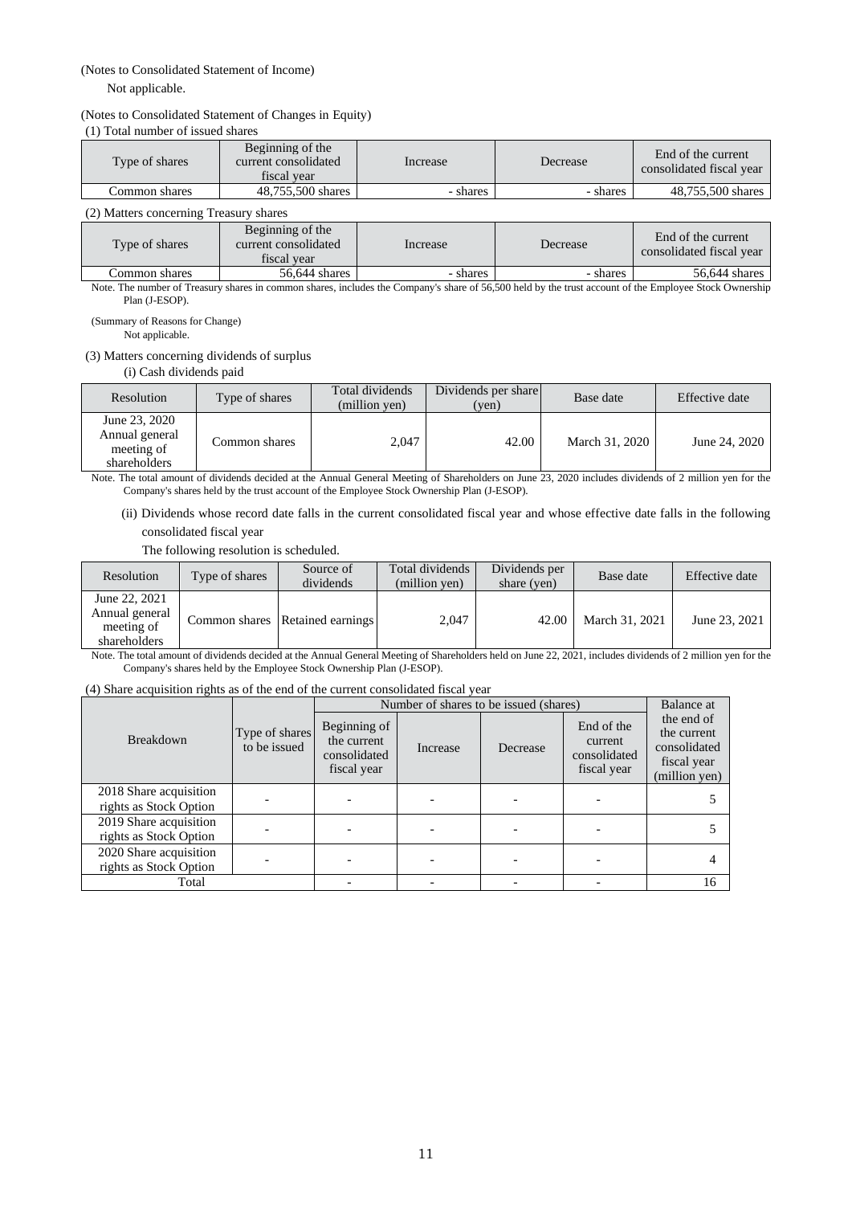(Notes to Consolidated Statement of Income)

Not applicable.

(Notes to Consolidated Statement of Changes in Equity)

(1) Total number of issued shares

| Type of shares | Beginning of the current consolidated fiscal year | Increase | Decrease | End of the current consolidated fiscal year |
|---|---|---|---|---|
| Common shares | 48,755,500 shares | - shares | - shares | 48,755,500 shares |

(2) Matters concerning Treasury shares

| Type of shares | Beginning of the current consolidated fiscal year | Increase | Decrease | End of the current consolidated fiscal year |
|---|---|---|---|---|
| Common shares | 56,644 shares | - shares | - shares | 56,644 shares |

Note. The number of Treasury shares in common shares, includes the Company's share of 56,500 held by the trust account of the Employee Stock Ownership Plan (J-ESOP).

(Summary of Reasons for Change)

Not applicable.

(3) Matters concerning dividends of surplus

(i) Cash dividends paid

| Resolution | Type of shares | Total dividends (million yen) | Dividends per share (yen) | Base date | Effective date |
|---|---|---|---|---|---|
| June 23, 2020 Annual general meeting of shareholders | Common shares | 2,047 | 42.00 | March 31, 2020 | June 24, 2020 |

Note. The total amount of dividends decided at the Annual General Meeting of Shareholders on June 23, 2020 includes dividends of 2 million yen for the Company's shares held by the trust account of the Employee Stock Ownership Plan (J-ESOP).

(ii) Dividends whose record date falls in the current consolidated fiscal year and whose effective date falls in the following consolidated fiscal year

The following resolution is scheduled.

| Resolution | Type of shares | Source of dividends | Total dividends (million yen) | Dividends per share (yen) | Base date | Effective date |
|---|---|---|---|---|---|---|
| June 22, 2021 Annual general meeting of shareholders | Common shares | Retained earnings | 2,047 | 42.00 | March 31, 2021 | June 23, 2021 |

Note. The total amount of dividends decided at the Annual General Meeting of Shareholders held on June 22, 2021, includes dividends of 2 million yen for the Company's shares held by the Employee Stock Ownership Plan (J-ESOP).

(4) Share acquisition rights as of the end of the current consolidated fiscal year

| Breakdown | Type of shares to be issued | Number of shares to be issued (shares) | | | | Balance at the end of the current consolidated fiscal year (million yen) |
|---|---|---|---|---|---|---|
| | | Beginning of the current consolidated fiscal year | Increase | Decrease | End of the current consolidated fiscal year | |
| 2018 Share acquisition rights as Stock Option | - | - | - | - | - | 5 |
| 2019 Share acquisition rights as Stock Option | - | - | - | - | - | 5 |
| 2020 Share acquisition rights as Stock Option | - | - | - | - | - | 4 |
| Total | | - | - | - | - | 16 |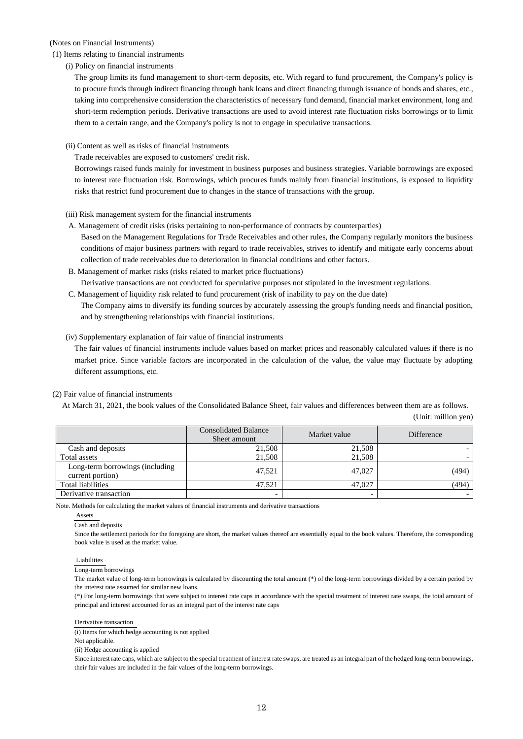(Notes on Financial Instruments)

(1) Items relating to financial instruments

(i) Policy on financial instruments

The group limits its fund management to short-term deposits, etc. With regard to fund procurement, the Company's policy is to procure funds through indirect financing through bank loans and direct financing through issuance of bonds and shares, etc., taking into comprehensive consideration the characteristics of necessary fund demand, financial market environment, long and short-term redemption periods. Derivative transactions are used to avoid interest rate fluctuation risks borrowings or to limit them to a certain range, and the Company's policy is not to engage in speculative transactions.

(ii) Content as well as risks of financial instruments

Trade receivables are exposed to customers' credit risk.

Borrowings raised funds mainly for investment in business purposes and business strategies. Variable borrowings are exposed to interest rate fluctuation risk. Borrowings, which procures funds mainly from financial institutions, is exposed to liquidity risks that restrict fund procurement due to changes in the stance of transactions with the group.

(iii) Risk management system for the financial instruments

A. Management of credit risks (risks pertaining to non-performance of contracts by counterparties)

Based on the Management Regulations for Trade Receivables and other rules, the Company regularly monitors the business conditions of major business partners with regard to trade receivables, strives to identify and mitigate early concerns about collection of trade receivables due to deterioration in financial conditions and other factors.

B. Management of market risks (risks related to market price fluctuations)

Derivative transactions are not conducted for speculative purposes not stipulated in the investment regulations.

C. Management of liquidity risk related to fund procurement (risk of inability to pay on the due date)

The Company aims to diversify its funding sources by accurately assessing the group's funding needs and financial position, and by strengthening relationships with financial institutions.

(iv) Supplementary explanation of fair value of financial instruments

The fair values of financial instruments include values based on market prices and reasonably calculated values if there is no market price. Since variable factors are incorporated in the calculation of the value, the value may fluctuate by adopting different assumptions, etc.

(2) Fair value of financial instruments

At March 31, 2021, the book values of the Consolidated Balance Sheet, fair values and differences between them are as follows.

(Unit: million yen)

| | Consolidated Balance Sheet amount | Market value | Difference |
|---|---|---|---|
| Cash and deposits | 21,508 | 21,508 | - |
| Total assets | 21,508 | 21,508 | - |
| Long-term borrowings (including current portion) | 47,521 | 47,027 | (494) |
| Total liabilities | 47,521 | 47,027 | (494) |
| Derivative transaction | - | - | - |

Note. Methods for calculating the market values of financial instruments and derivative transactions

Assets

Cash and deposits

Since the settlement periods for the foregoing are short, the market values thereof are essentially equal to the book values. Therefore, the corresponding book value is used as the market value.

Liabilities

Long-term borrowings

The market value of long-term borrowings is calculated by discounting the total amount (*) of the long-term borrowings divided by a certain period by the interest rate assumed for similar new loans.

(*) For long-term borrowings that were subject to interest rate caps in accordance with the special treatment of interest rate swaps, the total amount of principal and interest accounted for as an integral part of the interest rate caps

Derivative transaction

(i) Items for which hedge accounting is not applied

Not applicable.

(ii) Hedge accounting is applied

Since interest rate caps, which are subject to the special treatment of interest rate swaps, are treated as an integral part of the hedged long-term borrowings, their fair values are included in the fair values of the long-term borrowings.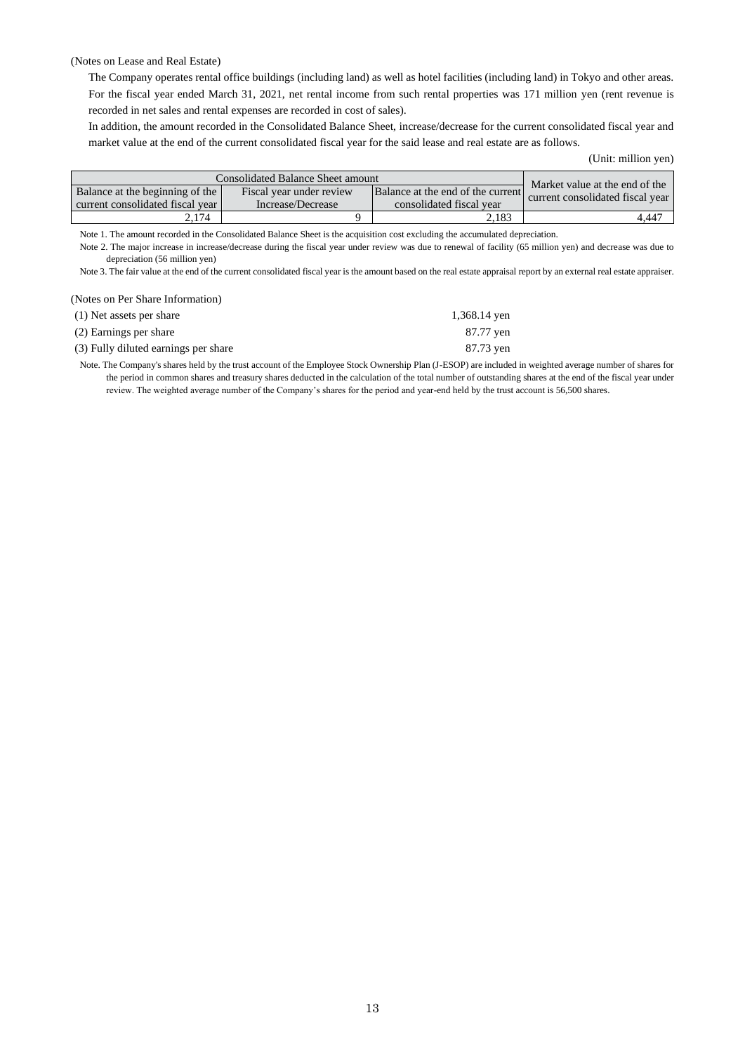(Notes on Lease and Real Estate)

The Company operates rental office buildings (including land) as well as hotel facilities (including land) in Tokyo and other areas. For the fiscal year ended March 31, 2021, net rental income from such rental properties was 171 million yen (rent revenue is recorded in net sales and rental expenses are recorded in cost of sales).

In addition, the amount recorded in the Consolidated Balance Sheet, increase/decrease for the current consolidated fiscal year and market value at the end of the current consolidated fiscal year for the said lease and real estate are as follows.

(Unit: million yen)

| Consolidated Balance Sheet amount | | | Market value at the end of the current consolidated fiscal year |
|---|---|---|---|
| Balance at the beginning of the current consolidated fiscal year | Fiscal year under review Increase/Decrease | Balance at the end of the current consolidated fiscal year | |
| 2,174 | 9 | 2,183 | 4,447 |

Note 1. The amount recorded in the Consolidated Balance Sheet is the acquisition cost excluding the accumulated depreciation.

Note 2. The major increase in increase/decrease during the fiscal year under review was due to renewal of facility (65 million yen) and decrease was due to depreciation (56 million yen)

Note 3. The fair value at the end of the current consolidated fiscal year is the amount based on the real estate appraisal report by an external real estate appraiser.

(Notes on Per Share Information)

| | |
|---|---|
| (1) Net assets per share | 1,368.14 yen |
| (2) Earnings per share | 87.77 yen |
| (3) Fully diluted earnings per share | 87.73 yen |

Note. The Company's shares held by the trust account of the Employee Stock Ownership Plan (J-ESOP) are included in weighted average number of shares for the period in common shares and treasury shares deducted in the calculation of the total number of outstanding shares at the end of the fiscal year under review. The weighted average number of the Company's shares for the period and year-end held by the trust account is 56,500 shares.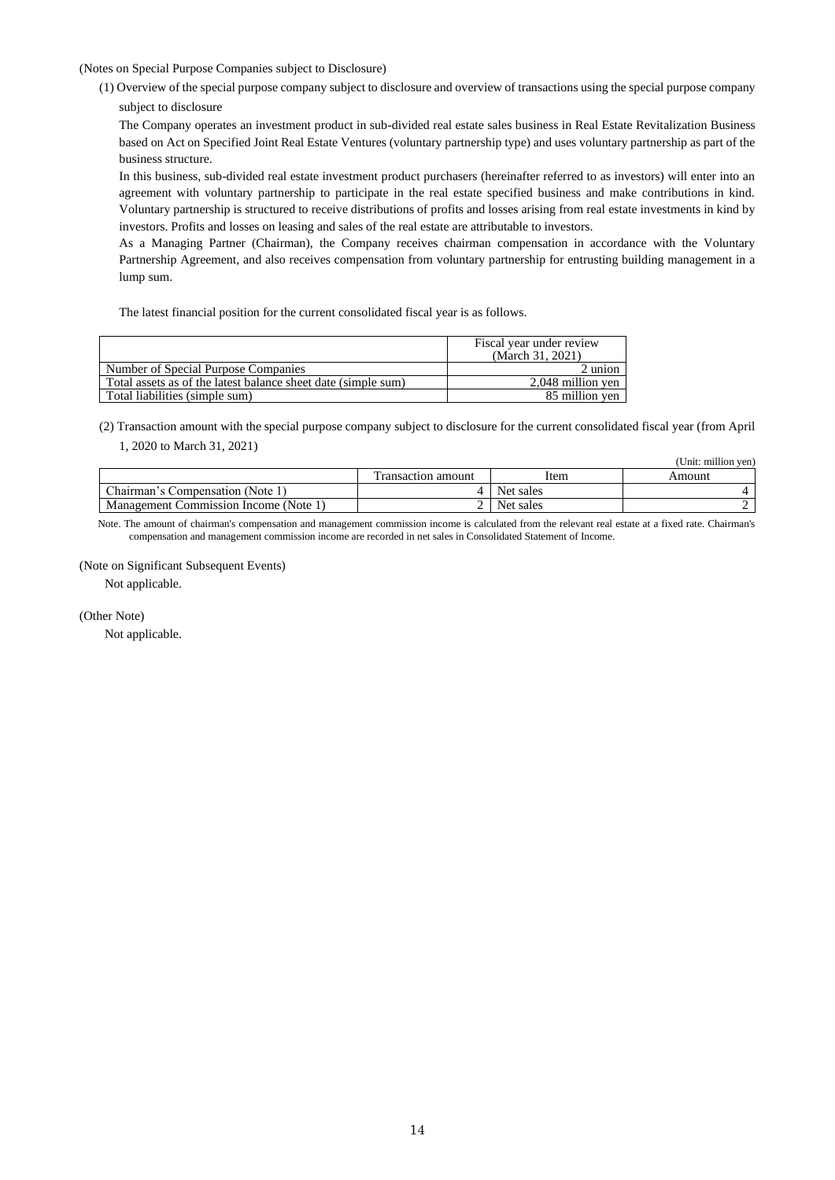(Notes on Special Purpose Companies subject to Disclosure)

(1) Overview of the special purpose company subject to disclosure and overview of transactions using the special purpose company subject to disclosure

The Company operates an investment product in sub-divided real estate sales business in Real Estate Revitalization Business based on Act on Specified Joint Real Estate Ventures (voluntary partnership type) and uses voluntary partnership as part of the business structure.

In this business, sub-divided real estate investment product purchasers (hereinafter referred to as investors) will enter into an agreement with voluntary partnership to participate in the real estate specified business and make contributions in kind. Voluntary partnership is structured to receive distributions of profits and losses arising from real estate investments in kind by investors. Profits and losses on leasing and sales of the real estate are attributable to investors.

As a Managing Partner (Chairman), the Company receives chairman compensation in accordance with the Voluntary Partnership Agreement, and also receives compensation from voluntary partnership for entrusting building management in a lump sum.

The latest financial position for the current consolidated fiscal year is as follows.

| | Fiscal year under review (March 31, 2021) |
|---|---|
| Number of Special Purpose Companies | 2 union |
| Total assets as of the latest balance sheet date (simple sum) | 2,048 million yen |
| Total liabilities (simple sum) | 85 million yen |

(2) Transaction amount with the special purpose company subject to disclosure for the current consolidated fiscal year (from April 1, 2020 to March 31, 2021)

(Unit: million yen)

| | Transaction amount | Item | Amount |
|---|---|---|---|
| Chairman's Compensation (Note 1) | 4 | Net sales | 4 |
| Management Commission Income (Note 1) | 2 | Net sales | 2 |

Note. The amount of chairman's compensation and management commission income is calculated from the relevant real estate at a fixed rate. Chairman's compensation and management commission income are recorded in net sales in Consolidated Statement of Income.

(Note on Significant Subsequent Events)

Not applicable.

(Other Note)

Not applicable.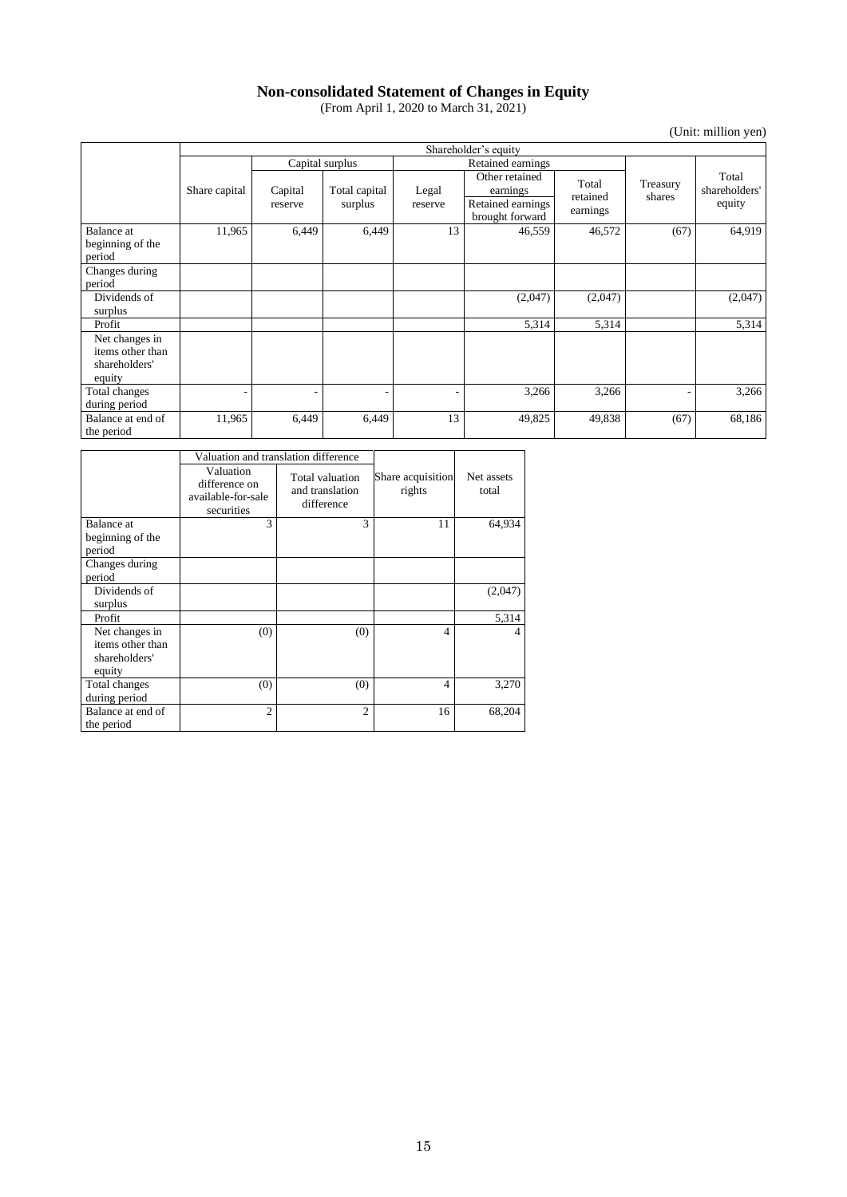## Non-consolidated Statement of Changes in Equity

(From April 1, 2020 to March 31, 2021)

(Unit: million yen)

| | Shareholder's equity | | | | | | | |
|---|---|---|---|---|---|---|---|---|
| | | Capital surplus | | Retained earnings | | | | |
| | Share capital | Capital reserve | Total capital surplus | Legal reserve | Other retained earnings<br>Retained earnings brought forward | Total retained earnings | Treasury shares | Total shareholders' equity |
| Balance at beginning of the period | 11,965 | 6,449 | 6,449 | 13 | 46,559 | 46,572 | (67) | 64,919 |
| Changes during period | | | | | | | | |
| Dividends of surplus | | | | | (2,047) | (2,047) | | (2,047) |
| Profit | | | | | 5,314 | 5,314 | | 5,314 |
| Net changes in items other than shareholders' equity | | | | | | | | |
| Total changes during period | - | - | - | - | 3,266 | 3,266 | - | 3,266 |
| Balance at end of the period | 11,965 | 6,449 | 6,449 | 13 | 49,825 | 49,838 | (67) | 68,186 |

| | Valuation and translation difference | | Share acquisition rights | Net assets total |
|---|---|---|---|---|
| | Valuation difference on available-for-sale securities | Total valuation and translation difference | | |
| Balance at beginning of the period | 3 | 3 | 11 | 64,934 |
| Changes during period | | | | |
| Dividends of surplus | | | | (2,047) |
| Profit | | | | 5,314 |
| Net changes in items other than shareholders' equity | (0) | (0) | 4 | 4 |
| Total changes during period | (0) | (0) | 4 | 3,270 |
| Balance at end of the period | 2 | 2 | 16 | 68,204 |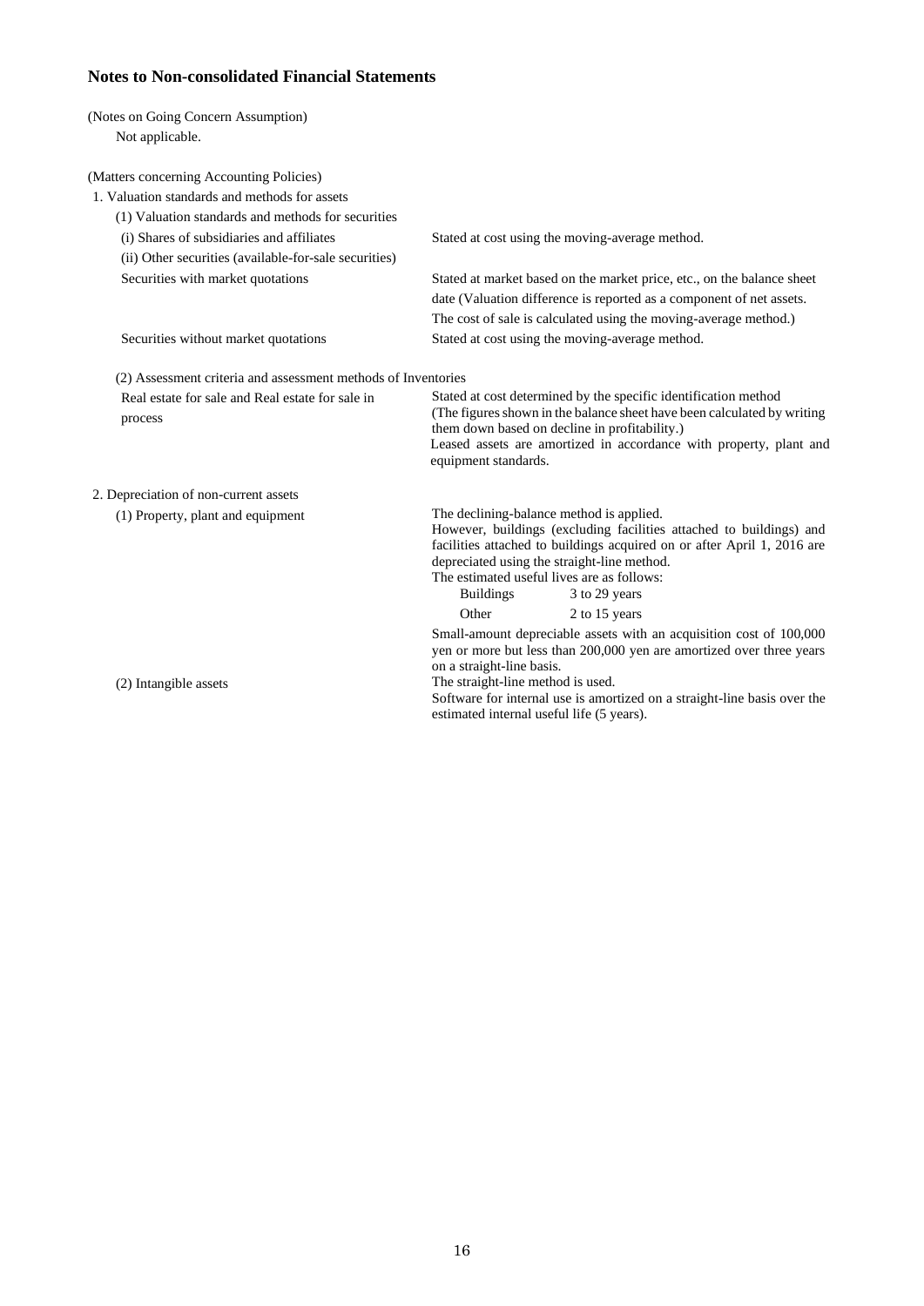## Notes to Non-consolidated Financial Statements

(Notes on Going Concern Assumption)

Not applicable.

(Matters concerning Accounting Policies)

1. Valuation standards and methods for assets

(1) Valuation standards and methods for securities

| | |
|---|---|
| (i) Shares of subsidiaries and affiliates | Stated at cost using the moving-average method. |
| (ii) Other securities (available-for-sale securities) | |
| Securities with market quotations | Stated at market based on the market price, etc., on the balance sheet date (Valuation difference is reported as a component of net assets. The cost of sale is calculated using the moving-average method.) |
| Securities without market quotations | Stated at cost using the moving-average method. |

(2) Assessment criteria and assessment methods of Inventories

| | |
|---|---|
| Real estate for sale and Real estate for sale in process | Stated at cost determined by the specific identification method (The figures shown in the balance sheet have been calculated by writing them down based on decline in profitability.) Leased assets are amortized in accordance with property, plant and equipment standards. |

2. Depreciation of non-current assets

| | |
|---|---|
| (1) Property, plant and equipment | The declining-balance method is applied. However, buildings (excluding facilities attached to buildings) and facilities attached to buildings acquired on or after April 1, 2016 are depreciated using the straight-line method. The estimated useful lives are as follows: Buildings 3 to 29 years; Other 2 to 15 years. Small-amount depreciable assets with an acquisition cost of 100,000 yen or more but less than 200,000 yen are amortized over three years on a straight-line basis. |
| (2) Intangible assets | The straight-line method is used. Software for internal use is amortized on a straight-line basis over the estimated internal useful life (5 years). |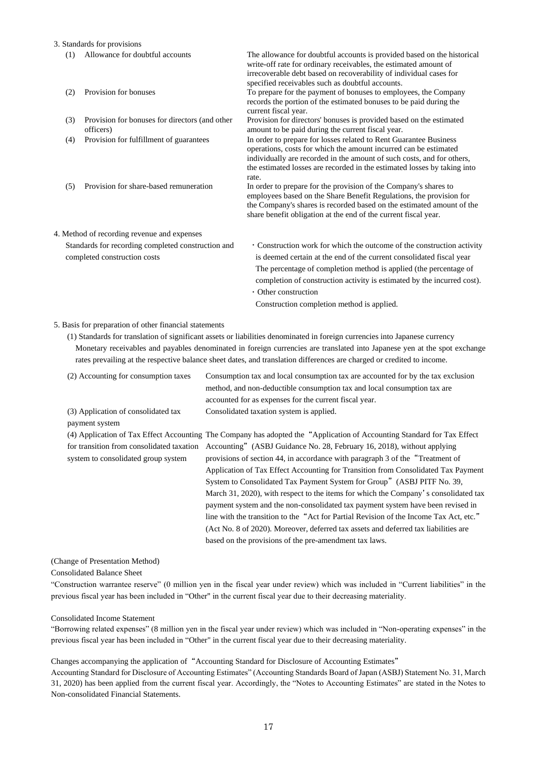3. Standards for provisions

| | | |
|---|---|---|
| (1) | Allowance for doubtful accounts | The allowance for doubtful accounts is provided based on the historical write-off rate for ordinary receivables, the estimated amount of irrecoverable debt based on recoverability of individual cases for specified receivables such as doubtful accounts. |
| (2) | Provision for bonuses | To prepare for the payment of bonuses to employees, the Company records the portion of the estimated bonuses to be paid during the current fiscal year. |
| (3) | Provision for bonuses for directors (and other officers) | Provision for directors' bonuses is provided based on the estimated amount to be paid during the current fiscal year. |
| (4) | Provision for fulfillment of guarantees | In order to prepare for losses related to Rent Guarantee Business operations, costs for which the amount incurred can be estimated individually are recorded in the amount of such costs, and for others, the estimated losses are recorded in the estimated losses by taking into rate. |
| (5) | Provision for share-based remuneration | In order to prepare for the provision of the Company's shares to employees based on the Share Benefit Regulations, the provision for the Company's shares is recorded based on the estimated amount of the share benefit obligation at the end of the current fiscal year. |

4. Method of recording revenue and expenses

| | |
|---|---|
| Standards for recording completed construction and completed construction costs | ・Construction work for which the outcome of the construction activity is deemed certain at the end of the current consolidated fiscal year<br>The percentage of completion method is applied (the percentage of completion of construction activity is estimated by the incurred cost).<br>・Other construction<br>Construction completion method is applied. |

5. Basis for preparation of other financial statements

(1) Standards for translation of significant assets or liabilities denominated in foreign currencies into Japanese currency
Monetary receivables and payables denominated in foreign currencies are translated into Japanese yen at the spot exchange rates prevailing at the respective balance sheet dates, and translation differences are charged or credited to income.

| | |
|---|---|
| (2) Accounting for consumption taxes | Consumption tax and local consumption tax are accounted for by the tax exclusion method, and non-deductible consumption tax and local consumption tax are accounted for as expenses for the current fiscal year. |
| (3) Application of consolidated tax payment system | Consolidated taxation system is applied. |
| (4) Application of Tax Effect Accounting for transition from consolidated taxation system to consolidated group system | The Company has adopted the "Application of Accounting Standard for Tax Effect Accounting" (ASBJ Guidance No. 28, February 16, 2018), without applying provisions of section 44, in accordance with paragraph 3 of the "Treatment of Application of Tax Effect Accounting for Transition from Consolidated Tax Payment System to Consolidated Tax Payment System for Group" (ASBJ PITF No. 39, March 31, 2020), with respect to the items for which the Company's consolidated tax payment system and the non-consolidated tax payment system have been revised in line with the transition to the "Act for Partial Revision of the Income Tax Act, etc." (Act No. 8 of 2020). Moreover, deferred tax assets and deferred tax liabilities are based on the provisions of the pre-amendment tax laws. |

(Change of Presentation Method)

Consolidated Balance Sheet

"Construction warrantee reserve" (0 million yen in the fiscal year under review) which was included in "Current liabilities" in the previous fiscal year has been included in "Other" in the current fiscal year due to their decreasing materiality.

Consolidated Income Statement

"Borrowing related expenses" (8 million yen in the fiscal year under review) which was included in "Non-operating expenses" in the previous fiscal year has been included in "Other" in the current fiscal year due to their decreasing materiality.

Changes accompanying the application of "Accounting Standard for Disclosure of Accounting Estimates"

Accounting Standard for Disclosure of Accounting Estimates" (Accounting Standards Board of Japan (ASBJ) Statement No. 31, March 31, 2020) has been applied from the current fiscal year. Accordingly, the "Notes to Accounting Estimates" are stated in the Notes to Non-consolidated Financial Statements.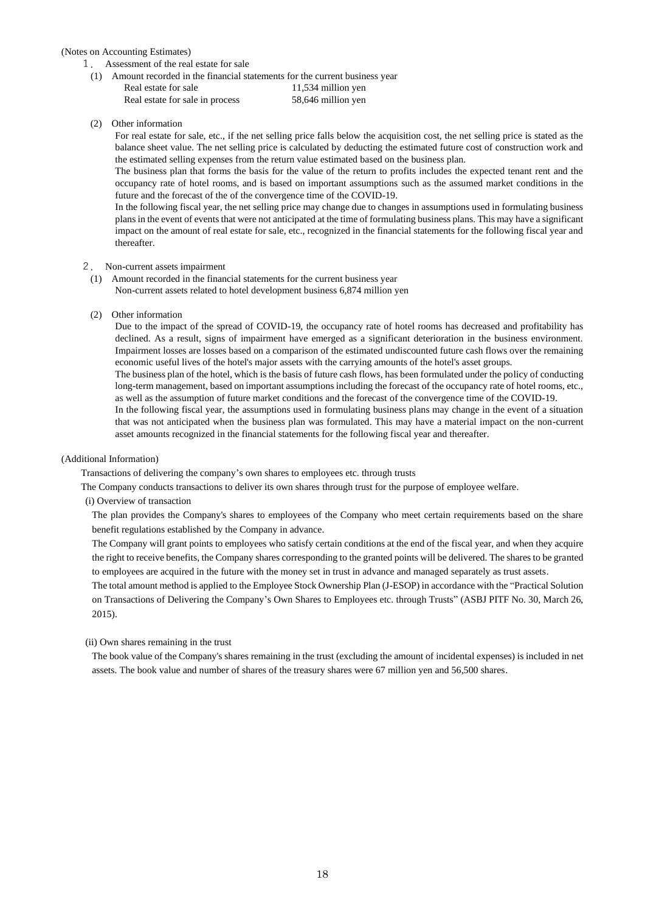(Notes on Accounting Estimates)

1．Assessment of the real estate for sale

(1) Amount recorded in the financial statements for the current business year

| | |
|---|---|
| Real estate for sale | 11,534 million yen |
| Real estate for sale in process | 58,646 million yen |

(2) Other information

For real estate for sale, etc., if the net selling price falls below the acquisition cost, the net selling price is stated as the balance sheet value. The net selling price is calculated by deducting the estimated future cost of construction work and the estimated selling expenses from the return value estimated based on the business plan.

The business plan that forms the basis for the value of the return to profits includes the expected tenant rent and the occupancy rate of hotel rooms, and is based on important assumptions such as the assumed market conditions in the future and the forecast of the of the convergence time of the COVID-19.

In the following fiscal year, the net selling price may change due to changes in assumptions used in formulating business plans in the event of events that were not anticipated at the time of formulating business plans. This may have a significant impact on the amount of real estate for sale, etc., recognized in the financial statements for the following fiscal year and thereafter.

2．Non-current assets impairment

(1) Amount recorded in the financial statements for the current business year

Non-current assets related to hotel development business 6,874 million yen

(2) Other information

Due to the impact of the spread of COVID-19, the occupancy rate of hotel rooms has decreased and profitability has declined. As a result, signs of impairment have emerged as a significant deterioration in the business environment. Impairment losses are losses based on a comparison of the estimated undiscounted future cash flows over the remaining economic useful lives of the hotel's major assets with the carrying amounts of the hotel's asset groups.

The business plan of the hotel, which is the basis of future cash flows, has been formulated under the policy of conducting long-term management, based on important assumptions including the forecast of the occupancy rate of hotel rooms, etc., as well as the assumption of future market conditions and the forecast of the convergence time of the COVID-19.

In the following fiscal year, the assumptions used in formulating business plans may change in the event of a situation that was not anticipated when the business plan was formulated. This may have a material impact on the non-current asset amounts recognized in the financial statements for the following fiscal year and thereafter.

(Additional Information)

Transactions of delivering the company's own shares to employees etc. through trusts

The Company conducts transactions to deliver its own shares through trust for the purpose of employee welfare.

(i) Overview of transaction

The plan provides the Company's shares to employees of the Company who meet certain requirements based on the share benefit regulations established by the Company in advance.

The Company will grant points to employees who satisfy certain conditions at the end of the fiscal year, and when they acquire the right to receive benefits, the Company shares corresponding to the granted points will be delivered. The shares to be granted to employees are acquired in the future with the money set in trust in advance and managed separately as trust assets.

The total amount method is applied to the Employee Stock Ownership Plan (J-ESOP) in accordance with the "Practical Solution on Transactions of Delivering the Company's Own Shares to Employees etc. through Trusts" (ASBJ PITF No. 30, March 26, 2015).

(ii) Own shares remaining in the trust

The book value of the Company's shares remaining in the trust (excluding the amount of incidental expenses) is included in net assets. The book value and number of shares of the treasury shares were 67 million yen and 56,500 shares.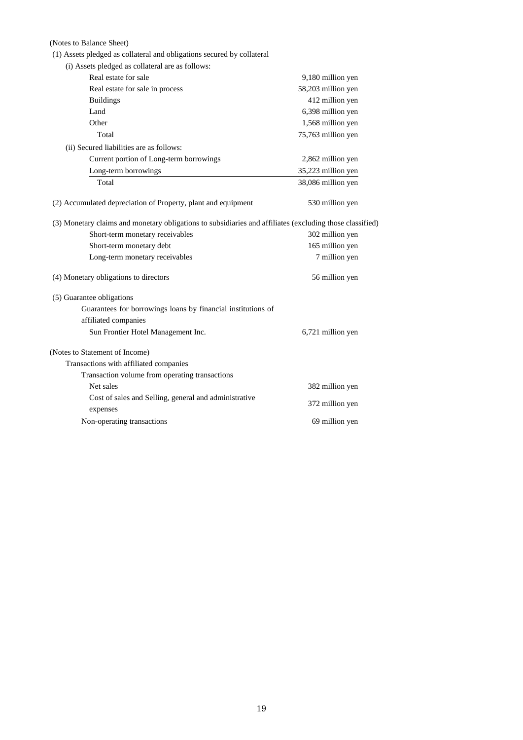(Notes to Balance Sheet)

(1) Assets pledged as collateral and obligations secured by collateral

(i) Assets pledged as collateral are as follows:

| | |
|---|---|
| Real estate for sale | 9,180 million yen |
| Real estate for sale in process | 58,203 million yen |
| Buildings | 412 million yen |
| Land | 6,398 million yen |
| Other | 1,568 million yen |
| Total | 75,763 million yen |

(ii) Secured liabilities are as follows:

| | |
|---|---|
| Current portion of Long-term borrowings | 2,862 million yen |
| Long-term borrowings | 35,223 million yen |
| Total | 38,086 million yen |

(2) Accumulated depreciation of Property, plant and equipment — 530 million yen

(3) Monetary claims and monetary obligations to subsidiaries and affiliates (excluding those classified)

| | |
|---|---|
| Short-term monetary receivables | 302 million yen |
| Short-term monetary debt | 165 million yen |
| Long-term monetary receivables | 7 million yen |

(4) Monetary obligations to directors — 56 million yen

(5) Guarantee obligations

Guarantees for borrowings loans by financial institutions of affiliated companies

| | |
|---|---|
| Sun Frontier Hotel Management Inc. | 6,721 million yen |

(Notes to Statement of Income)

Transactions with affiliated companies

Transaction volume from operating transactions

| | |
|---|---|
| Net sales | 382 million yen |
| Cost of sales and Selling, general and administrative expenses | 372 million yen |
| Non-operating transactions | 69 million yen |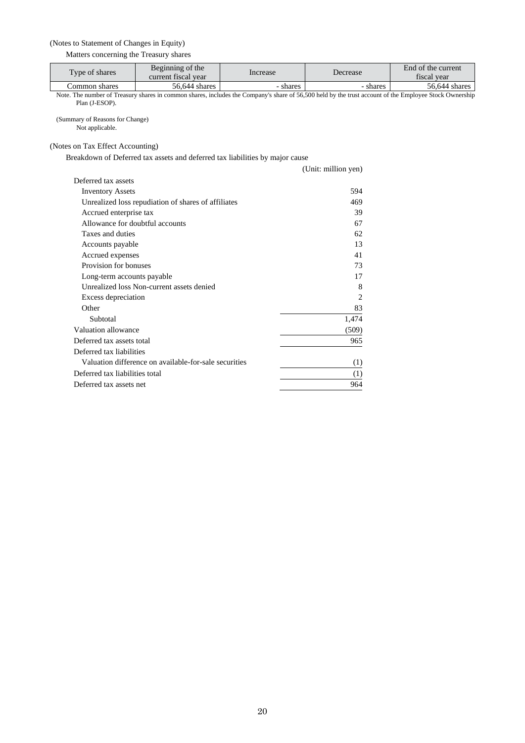(Notes to Statement of Changes in Equity)

Matters concerning the Treasury shares

| Type of shares | Beginning of the current fiscal year | Increase | Decrease | End of the current fiscal year |
|---|---|---|---|---|
| Common shares | 56,644 shares | - shares | - shares | 56,644 shares |

Note. The number of Treasury shares in common shares, includes the Company's share of 56,500 held by the trust account of the Employee Stock Ownership Plan (J-ESOP).

(Summary of Reasons for Change)

Not applicable.

(Notes on Tax Effect Accounting)

Breakdown of Deferred tax assets and deferred tax liabilities by major cause

(Unit: million yen)

| | |
|---|---|
| Deferred tax assets | |
| Inventory Assets | 594 |
| Unrealized loss repudiation of shares of affiliates | 469 |
| Accrued enterprise tax | 39 |
| Allowance for doubtful accounts | 67 |
| Taxes and duties | 62 |
| Accounts payable | 13 |
| Accrued expenses | 41 |
| Provision for bonuses | 73 |
| Long-term accounts payable | 17 |
| Unrealized loss Non-current assets denied | 8 |
| Excess depreciation | 2 |
| Other | 83 |
| Subtotal | 1,474 |
| Valuation allowance | (509) |
| Deferred tax assets total | 965 |
| Deferred tax liabilities | |
| Valuation difference on available-for-sale securities | (1) |
| Deferred tax liabilities total | (1) |
| Deferred tax assets net | 964 |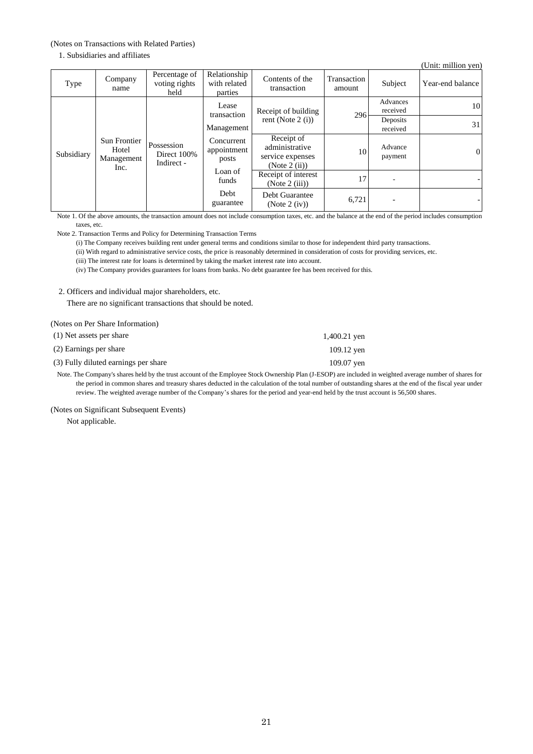(Notes on Transactions with Related Parties)

1. Subsidiaries and affiliates

(Unit: million yen)

| Type | Company name | Percentage of voting rights held | Relationship with related parties | Contents of the transaction | Transaction amount | Subject | Year-end balance |
|---|---|---|---|---|---|---|---|
| Subsidiary | Sun Frontier Hotel Management Inc. | Possession Direct 100% Indirect - | Lease transaction | Receipt of building rent (Note 2 (i)) | 296 | Advances received | 10 |
| | | | Management | | | Deposits received | 31 |
| | | | Concurrent appointment posts | Receipt of administrative service expenses (Note 2 (ii)) | 10 | Advance payment | 0 |
| | | | Loan of funds | Receipt of interest (Note 2 (iii)) | 17 | - | - |
| | | | Debt guarantee | Debt Guarantee (Note 2 (iv)) | 6,721 | - | - |

Note 1. Of the above amounts, the transaction amount does not include consumption taxes, etc. and the balance at the end of the period includes consumption taxes, etc.

Note 2. Transaction Terms and Policy for Determining Transaction Terms

(i) The Company receives building rent under general terms and conditions similar to those for independent third party transactions.

(ii) With regard to administrative service costs, the price is reasonably determined in consideration of costs for providing services, etc.

(iii) The interest rate for loans is determined by taking the market interest rate into account.

(iv) The Company provides guarantees for loans from banks. No debt guarantee fee has been received for this.

2. Officers and individual major shareholders, etc.

There are no significant transactions that should be noted.

(Notes on Per Share Information)

| | |
|---|---|
| (1) Net assets per share | 1,400.21 yen |
| (2) Earnings per share | 109.12 yen |
| (3) Fully diluted earnings per share | 109.07 yen |

Note. The Company's shares held by the trust account of the Employee Stock Ownership Plan (J-ESOP) are included in weighted average number of shares for the period in common shares and treasury shares deducted in the calculation of the total number of outstanding shares at the end of the fiscal year under review. The weighted average number of the Company's shares for the period and year-end held by the trust account is 56,500 shares.

(Notes on Significant Subsequent Events)

Not applicable.